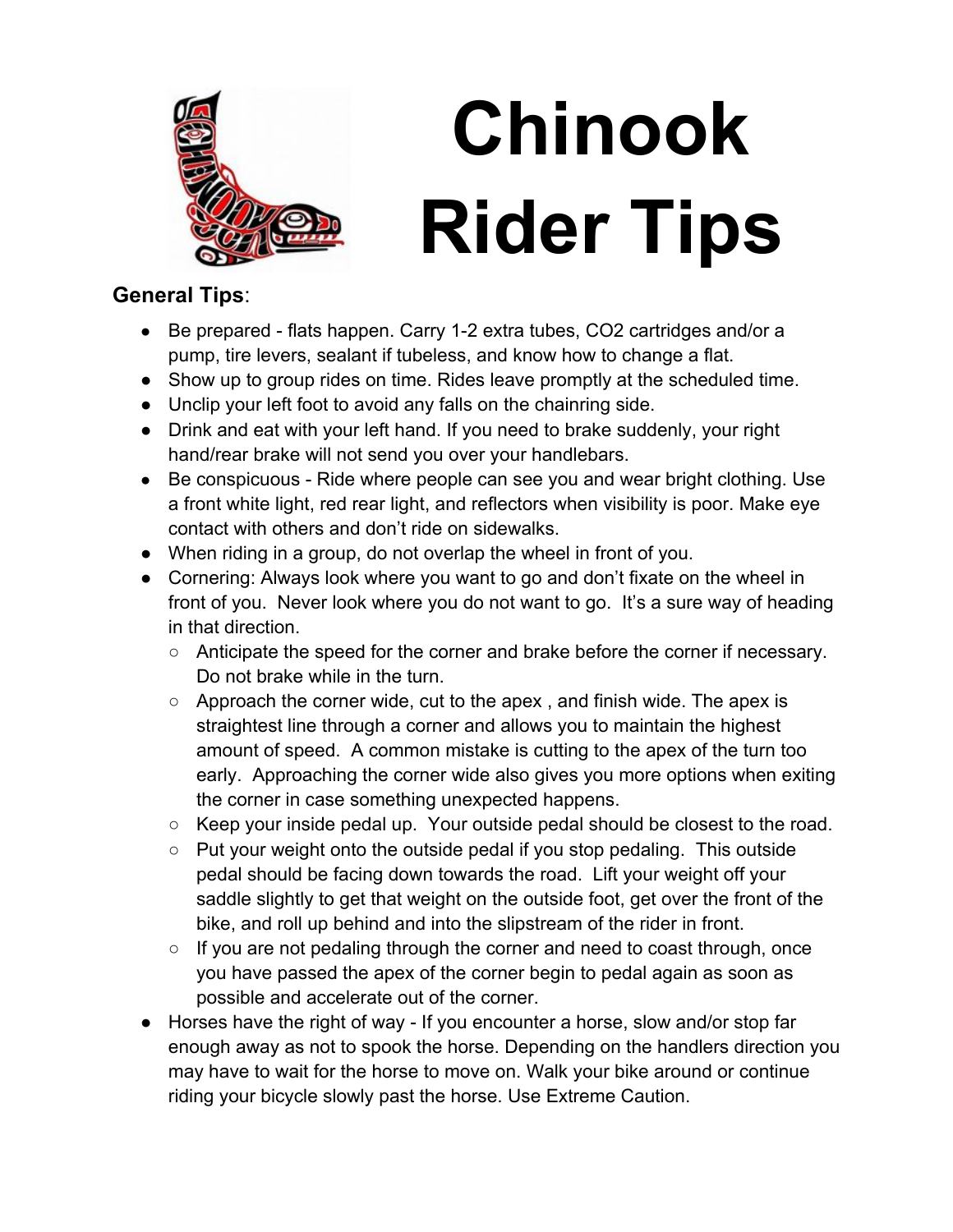# Chinook Rider Tips

**General Tips**:

- Be prepared - flats happen. Carry 1-2 extra tubes, CO2 cartridges and/or a pump, tire levers, sealant if tubeless, and know how to change a flat.
- Show up to group rides on time. Rides leave promptly at the scheduled time.
- Unclip your left foot to avoid any falls on the chainring side.
- Drink and eat with your left hand. If you need to brake suddenly, your right hand/rear brake will not send you over your handlebars.
- Be conspicuous - Ride where people can see you and wear bright clothing. Use a front white light, red rear light, and reflectors when visibility is poor. Make eye contact with others and don't ride on sidewalks.
- When riding in a group, do not overlap the wheel in front of you.
- Cornering: Always look where you want to go and don't fixate on the wheel in front of you. Never look where you do not want to go. It's a sure way of heading in that direction.
  - Anticipate the speed for the corner and brake before the corner if necessary. Do not brake while in the turn.
  - Approach the corner wide, cut to the apex , and finish wide. The apex is straightest line through a corner and allows you to maintain the highest amount of speed. A common mistake is cutting to the apex of the turn too early. Approaching the corner wide also gives you more options when exiting the corner in case something unexpected happens.
  - Keep your inside pedal up. Your outside pedal should be closest to the road.
  - Put your weight onto the outside pedal if you stop pedaling. This outside pedal should be facing down towards the road. Lift your weight off your saddle slightly to get that weight on the outside foot, get over the front of the bike, and roll up behind and into the slipstream of the rider in front.
  - If you are not pedaling through the corner and need to coast through, once you have passed the apex of the corner begin to pedal again as soon as possible and accelerate out of the corner.
- Horses have the right of way - If you encounter a horse, slow and/or stop far enough away as not to spook the horse. Depending on the handlers direction you may have to wait for the horse to move on. Walk your bike around or continue riding your bicycle slowly past the horse. Use Extreme Caution.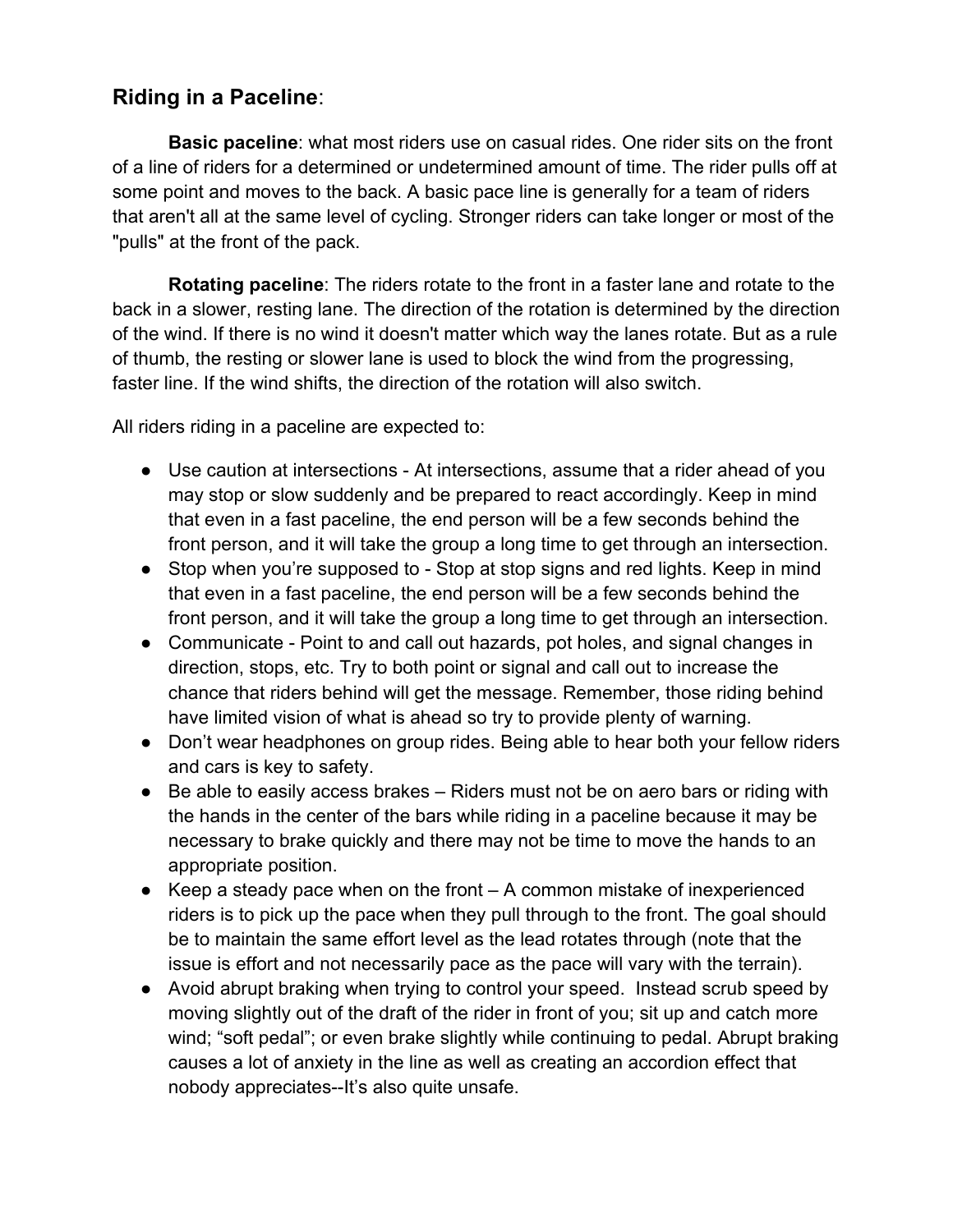## **Riding in a Paceline**:

**Basic paceline**: what most riders use on casual rides. One rider sits on the front of a line of riders for a determined or undetermined amount of time. The rider pulls off at some point and moves to the back. A basic pace line is generally for a team of riders that aren't all at the same level of cycling. Stronger riders can take longer or most of the "pulls" at the front of the pack.

**Rotating paceline**: The riders rotate to the front in a faster lane and rotate to the back in a slower, resting lane. The direction of the rotation is determined by the direction of the wind. If there is no wind it doesn't matter which way the lanes rotate. But as a rule of thumb, the resting or slower lane is used to block the wind from the progressing, faster line. If the wind shifts, the direction of the rotation will also switch.

All riders riding in a paceline are expected to:

- Use caution at intersections - At intersections, assume that a rider ahead of you may stop or slow suddenly and be prepared to react accordingly. Keep in mind that even in a fast paceline, the end person will be a few seconds behind the front person, and it will take the group a long time to get through an intersection.
- Stop when you're supposed to - Stop at stop signs and red lights. Keep in mind that even in a fast paceline, the end person will be a few seconds behind the front person, and it will take the group a long time to get through an intersection.
- Communicate - Point to and call out hazards, pot holes, and signal changes in direction, stops, etc. Try to both point or signal and call out to increase the chance that riders behind will get the message. Remember, those riding behind have limited vision of what is ahead so try to provide plenty of warning.
- Don't wear headphones on group rides. Being able to hear both your fellow riders and cars is key to safety.
- Be able to easily access brakes – Riders must not be on aero bars or riding with the hands in the center of the bars while riding in a paceline because it may be necessary to brake quickly and there may not be time to move the hands to an appropriate position.
- Keep a steady pace when on the front – A common mistake of inexperienced riders is to pick up the pace when they pull through to the front. The goal should be to maintain the same effort level as the lead rotates through (note that the issue is effort and not necessarily pace as the pace will vary with the terrain).
- Avoid abrupt braking when trying to control your speed. Instead scrub speed by moving slightly out of the draft of the rider in front of you; sit up and catch more wind; "soft pedal"; or even brake slightly while continuing to pedal. Abrupt braking causes a lot of anxiety in the line as well as creating an accordion effect that nobody appreciates--It's also quite unsafe.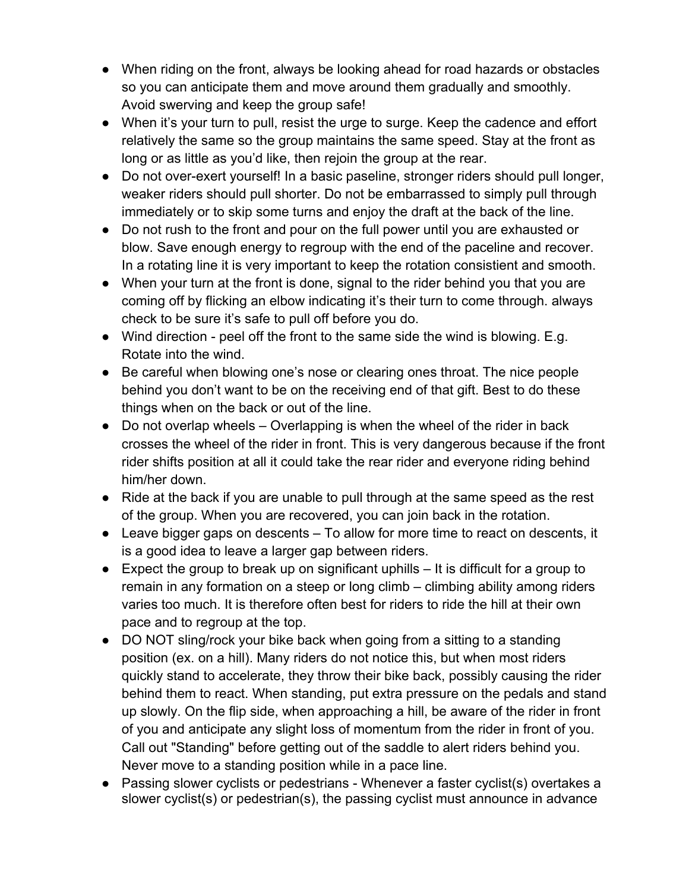- When riding on the front, always be looking ahead for road hazards or obstacles so you can anticipate them and move around them gradually and smoothly. Avoid swerving and keep the group safe!
- When it's your turn to pull, resist the urge to surge. Keep the cadence and effort relatively the same so the group maintains the same speed. Stay at the front as long or as little as you'd like, then rejoin the group at the rear.
- Do not over-exert yourself! In a basic paseline, stronger riders should pull longer, weaker riders should pull shorter. Do not be embarrassed to simply pull through immediately or to skip some turns and enjoy the draft at the back of the line.
- Do not rush to the front and pour on the full power until you are exhausted or blow. Save enough energy to regroup with the end of the paceline and recover. In a rotating line it is very important to keep the rotation consistient and smooth.
- When your turn at the front is done, signal to the rider behind you that you are coming off by flicking an elbow indicating it's their turn to come through. always check to be sure it's safe to pull off before you do.
- Wind direction - peel off the front to the same side the wind is blowing. E.g. Rotate into the wind.
- Be careful when blowing one's nose or clearing ones throat. The nice people behind you don't want to be on the receiving end of that gift. Best to do these things when on the back or out of the line.
- Do not overlap wheels – Overlapping is when the wheel of the rider in back crosses the wheel of the rider in front. This is very dangerous because if the front rider shifts position at all it could take the rear rider and everyone riding behind him/her down.
- Ride at the back if you are unable to pull through at the same speed as the rest of the group. When you are recovered, you can join back in the rotation.
- Leave bigger gaps on descents – To allow for more time to react on descents, it is a good idea to leave a larger gap between riders.
- Expect the group to break up on significant uphills – It is difficult for a group to remain in any formation on a steep or long climb – climbing ability among riders varies too much. It is therefore often best for riders to ride the hill at their own pace and to regroup at the top.
- DO NOT sling/rock your bike back when going from a sitting to a standing position (ex. on a hill). Many riders do not notice this, but when most riders quickly stand to accelerate, they throw their bike back, possibly causing the rider behind them to react. When standing, put extra pressure on the pedals and stand up slowly. On the flip side, when approaching a hill, be aware of the rider in front of you and anticipate any slight loss of momentum from the rider in front of you. Call out "Standing" before getting out of the saddle to alert riders behind you. Never move to a standing position while in a pace line.
- Passing slower cyclists or pedestrians - Whenever a faster cyclist(s) overtakes a slower cyclist(s) or pedestrian(s), the passing cyclist must announce in advance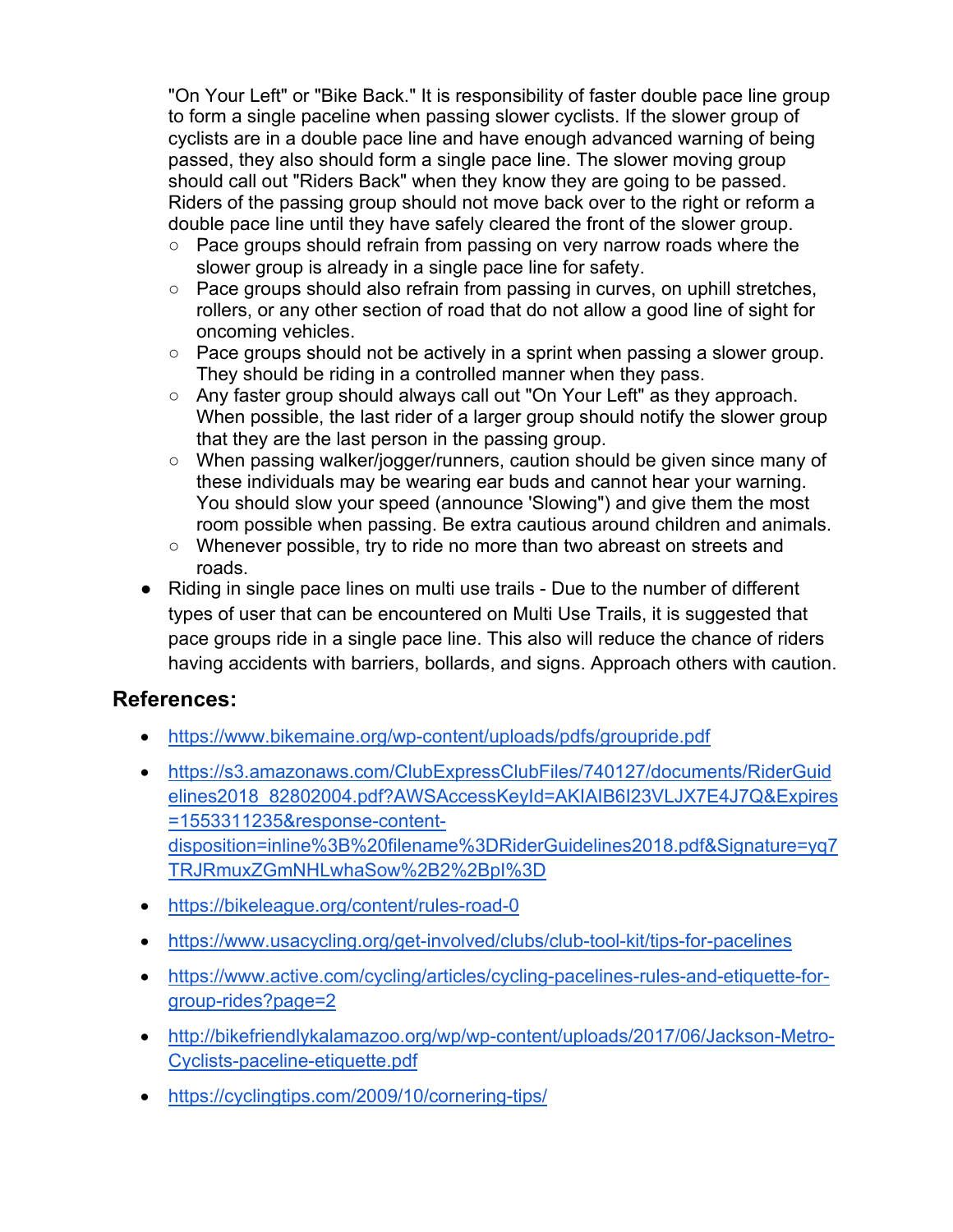"On Your Left" or "Bike Back." It is responsibility of faster double pace line group to form a single paceline when passing slower cyclists. If the slower group of cyclists are in a double pace line and have enough advanced warning of being passed, they also should form a single pace line. The slower moving group should call out "Riders Back" when they know they are going to be passed. Riders of the passing group should not move back over to the right or reform a double pace line until they have safely cleared the front of the slower group.

- Pace groups should refrain from passing on very narrow roads where the slower group is already in a single pace line for safety.
- Pace groups should also refrain from passing in curves, on uphill stretches, rollers, or any other section of road that do not allow a good line of sight for oncoming vehicles.
- Pace groups should not be actively in a sprint when passing a slower group. They should be riding in a controlled manner when they pass.
- Any faster group should always call out "On Your Left" as they approach. When possible, the last rider of a larger group should notify the slower group that they are the last person in the passing group.
- When passing walker/jogger/runners, caution should be given since many of these individuals may be wearing ear buds and cannot hear your warning. You should slow your speed (announce 'Slowing") and give them the most room possible when passing. Be extra cautious around children and animals.
- Whenever possible, try to ride no more than two abreast on streets and roads.

- Riding in single pace lines on multi use trails - Due to the number of different types of user that can be encountered on Multi Use Trails, it is suggested that pace groups ride in a single pace line. This also will reduce the chance of riders having accidents with barriers, bollards, and signs. Approach others with caution.

## References:

- https://www.bikemaine.org/wp-content/uploads/pdfs/groupride.pdf
- https://s3.amazonaws.com/ClubExpressClubFiles/740127/documents/RiderGuidelines2018_82802004.pdf?AWSAccessKeyId=AKIAIB6I23VLJX7E4J7Q&Expires=1553311235&response-content-disposition=inline%3B%20filename%3DRiderGuidelines2018.pdf&Signature=yq7TRJRmuxZGmNHLwhaSow%2B2%2BpI%3D
- https://bikeleague.org/content/rules-road-0
- https://www.usacycling.org/get-involved/clubs/club-tool-kit/tips-for-pacelines
- https://www.active.com/cycling/articles/cycling-pacelines-rules-and-etiquette-for-group-rides?page=2
- http://bikefriendlykalamazoo.org/wp/wp-content/uploads/2017/06/Jackson-Metro-Cyclists-paceline-etiquette.pdf
- https://cyclingtips.com/2009/10/cornering-tips/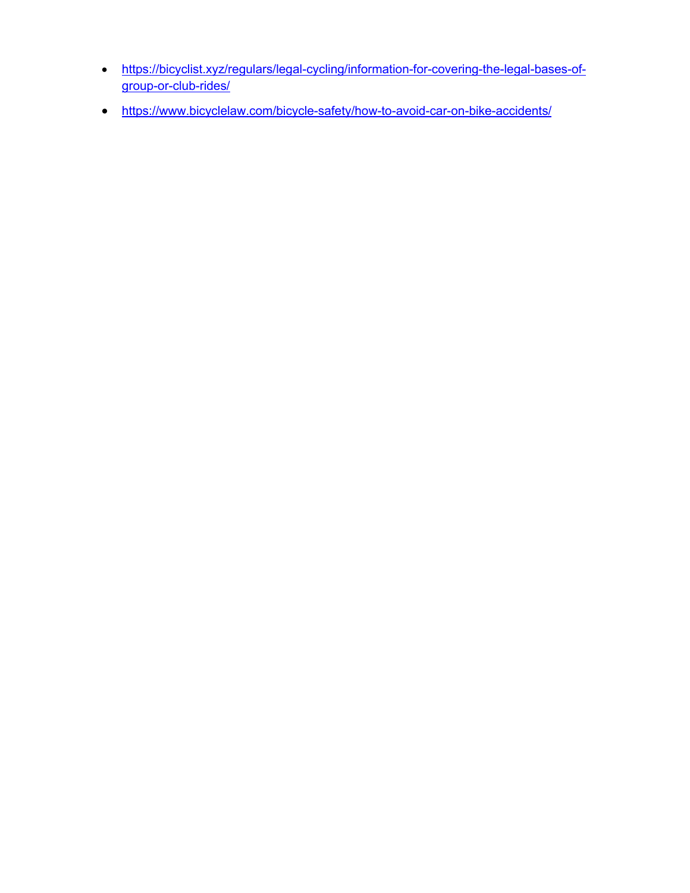- https://bicyclist.xyz/regulars/legal-cycling/information-for-covering-the-legal-bases-of-group-or-club-rides/
- https://www.bicyclelaw.com/bicycle-safety/how-to-avoid-car-on-bike-accidents/